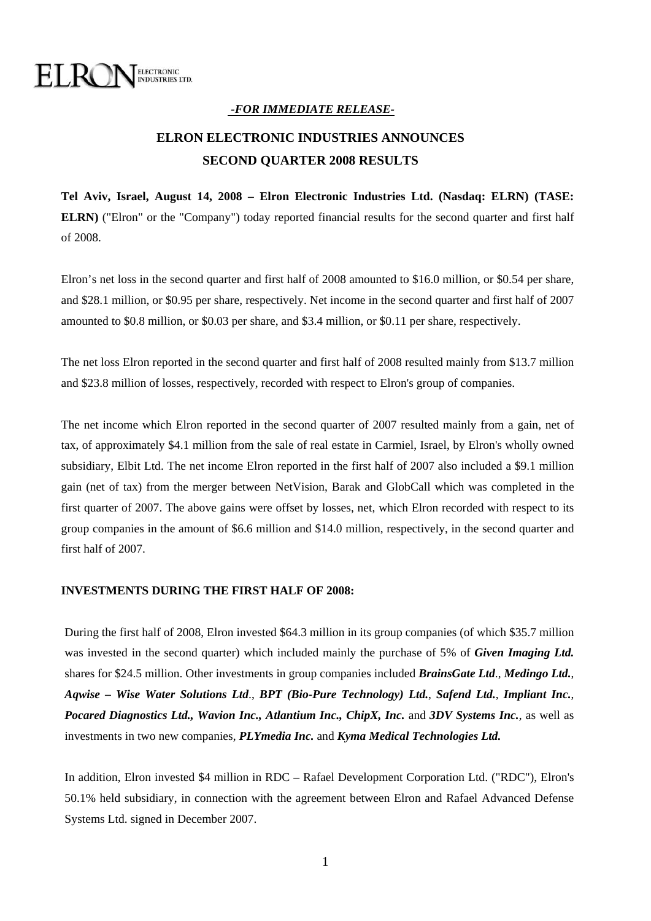ELRON ELECTRONIC INDUSTRIES LTD.

***-FOR IMMEDIATE RELEASE-***

# ELRON ELECTRONIC INDUSTRIES ANNOUNCES SECOND QUARTER 2008 RESULTS

**Tel Aviv, Israel, August 14, 2008 – Elron Electronic Industries Ltd. (Nasdaq: ELRN) (TASE: ELRN)** ("Elron" or the "Company") today reported financial results for the second quarter and first half of 2008.

Elron's net loss in the second quarter and first half of 2008 amounted to $16.0 million, or $0.54 per share, and $28.1 million, or $0.95 per share, respectively. Net income in the second quarter and first half of 2007 amounted to $0.8 million, or $0.03 per share, and $3.4 million, or $0.11 per share, respectively.

The net loss Elron reported in the second quarter and first half of 2008 resulted mainly from $13.7 million and $23.8 million of losses, respectively, recorded with respect to Elron's group of companies.

The net income which Elron reported in the second quarter of 2007 resulted mainly from a gain, net of tax, of approximately $4.1 million from the sale of real estate in Carmiel, Israel, by Elron's wholly owned subsidiary, Elbit Ltd. The net income Elron reported in the first half of 2007 also included a $9.1 million gain (net of tax) from the merger between NetVision, Barak and GlobCall which was completed in the first quarter of 2007. The above gains were offset by losses, net, which Elron recorded with respect to its group companies in the amount of $6.6 million and $14.0 million, respectively, in the second quarter and first half of 2007.

**INVESTMENTS DURING THE FIRST HALF OF 2008:**

During the first half of 2008, Elron invested $64.3 million in its group companies (of which $35.7 million was invested in the second quarter) which included mainly the purchase of 5% of ***Given Imaging Ltd.*** shares for $24.5 million. Other investments in group companies included ***BrainsGate Ltd***., ***Medingo Ltd.***, ***Aqwise – Wise Water Solutions Ltd***., ***BPT (Bio-Pure Technology) Ltd.***, ***Safend Ltd.***, ***Impliant Inc.***, ***Pocared Diagnostics Ltd., Wavion Inc., Atlantium Inc., ChipX, Inc.*** and ***3DV Systems Inc.***, as well as investments in two new companies, ***PLYmedia Inc.*** and ***Kyma Medical Technologies Ltd.***

In addition, Elron invested $4 million in RDC – Rafael Development Corporation Ltd. ("RDC"), Elron's 50.1% held subsidiary, in connection with the agreement between Elron and Rafael Advanced Defense Systems Ltd. signed in December 2007.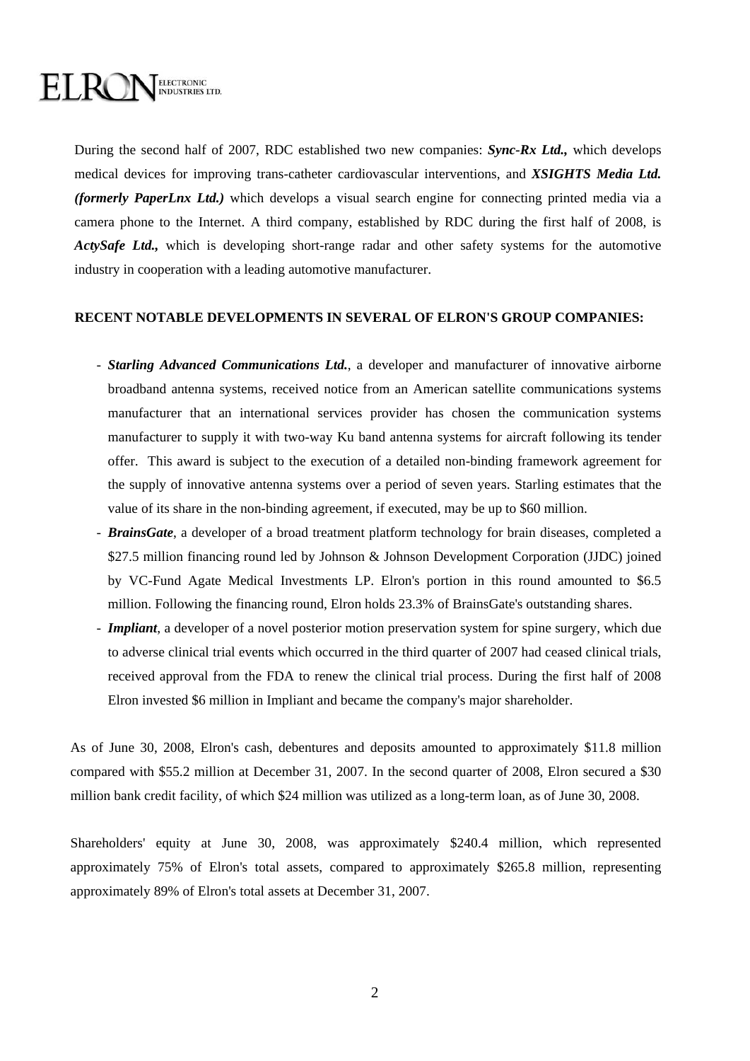During the second half of 2007, RDC established two new companies: ***Sync-Rx Ltd.,*** which develops medical devices for improving trans-catheter cardiovascular interventions, and ***XSIGHTS Media Ltd. (formerly PaperLnx Ltd.)*** which develops a visual search engine for connecting printed media via a camera phone to the Internet. A third company, established by RDC during the first half of 2008, is ***ActySafe Ltd.,*** which is developing short-range radar and other safety systems for the automotive industry in cooperation with a leading automotive manufacturer.

**RECENT NOTABLE DEVELOPMENTS IN SEVERAL OF ELRON'S GROUP COMPANIES:**

- ***Starling Advanced Communications Ltd.***, a developer and manufacturer of innovative airborne broadband antenna systems, received notice from an American satellite communications systems manufacturer that an international services provider has chosen the communication systems manufacturer to supply it with two-way Ku band antenna systems for aircraft following its tender offer. This award is subject to the execution of a detailed non-binding framework agreement for the supply of innovative antenna systems over a period of seven years. Starling estimates that the value of its share in the non-binding agreement, if executed, may be up to $60 million.
- ***BrainsGate***, a developer of a broad treatment platform technology for brain diseases, completed a $27.5 million financing round led by Johnson & Johnson Development Corporation (JJDC) joined by VC-Fund Agate Medical Investments LP. Elron's portion in this round amounted to $6.5 million. Following the financing round, Elron holds 23.3% of BrainsGate's outstanding shares.
- ***Impliant***, a developer of a novel posterior motion preservation system for spine surgery, which due to adverse clinical trial events which occurred in the third quarter of 2007 had ceased clinical trials, received approval from the FDA to renew the clinical trial process. During the first half of 2008 Elron invested $6 million in Impliant and became the company's major shareholder.

As of June 30, 2008, Elron's cash, debentures and deposits amounted to approximately $11.8 million compared with $55.2 million at December 31, 2007. In the second quarter of 2008, Elron secured a $30 million bank credit facility, of which $24 million was utilized as a long-term loan, as of June 30, 2008.

Shareholders' equity at June 30, 2008, was approximately $240.4 million, which represented approximately 75% of Elron's total assets, compared to approximately $265.8 million, representing approximately 89% of Elron's total assets at December 31, 2007.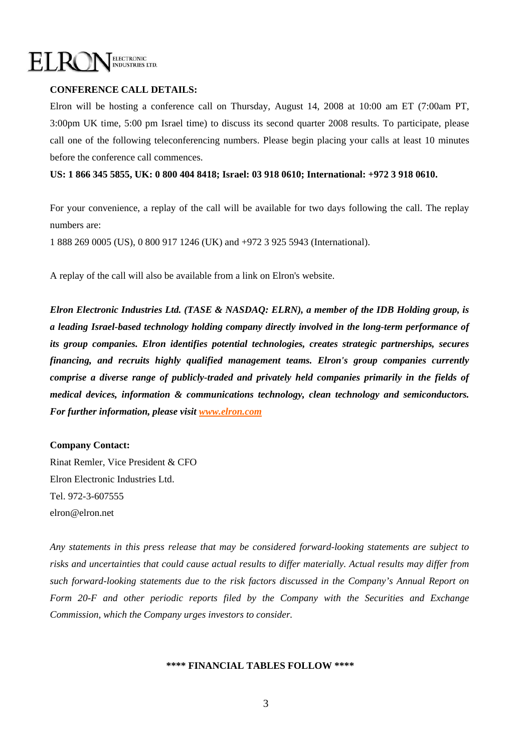**CONFERENCE CALL DETAILS:**

Elron will be hosting a conference call on Thursday, August 14, 2008 at 10:00 am ET (7:00am PT, 3:00pm UK time, 5:00 pm Israel time) to discuss its second quarter 2008 results. To participate, please call one of the following teleconferencing numbers. Please begin placing your calls at least 10 minutes before the conference call commences.

**US: 1 866 345 5855, UK: 0 800 404 8418; Israel: 03 918 0610; International: +972 3 918 0610.**

For your convenience, a replay of the call will be available for two days following the call. The replay numbers are:

1 888 269 0005 (US), 0 800 917 1246 (UK) and +972 3 925 5943 (International).

A replay of the call will also be available from a link on Elron's website.

***Elron Electronic Industries Ltd. (TASE & NASDAQ: ELRN), a member of the IDB Holding group, is a leading Israel-based technology holding company directly involved in the long-term performance of its group companies. Elron identifies potential technologies, creates strategic partnerships, secures financing, and recruits highly qualified management teams. Elron's group companies currently comprise a diverse range of publicly-traded and privately held companies primarily in the fields of medical devices, information & communications technology, clean technology and semiconductors. For further information, please visit www.elron.com***

**Company Contact:**
Rinat Remler, Vice President & CFO
Elron Electronic Industries Ltd.
Tel. 972-3-607555
elron@elron.net

*Any statements in this press release that may be considered forward-looking statements are subject to risks and uncertainties that could cause actual results to differ materially. Actual results may differ from such forward-looking statements due to the risk factors discussed in the Company's Annual Report on Form 20-F and other periodic reports filed by the Company with the Securities and Exchange Commission, which the Company urges investors to consider.*

**\*\*\*\* FINANCIAL TABLES FOLLOW \*\*\*\***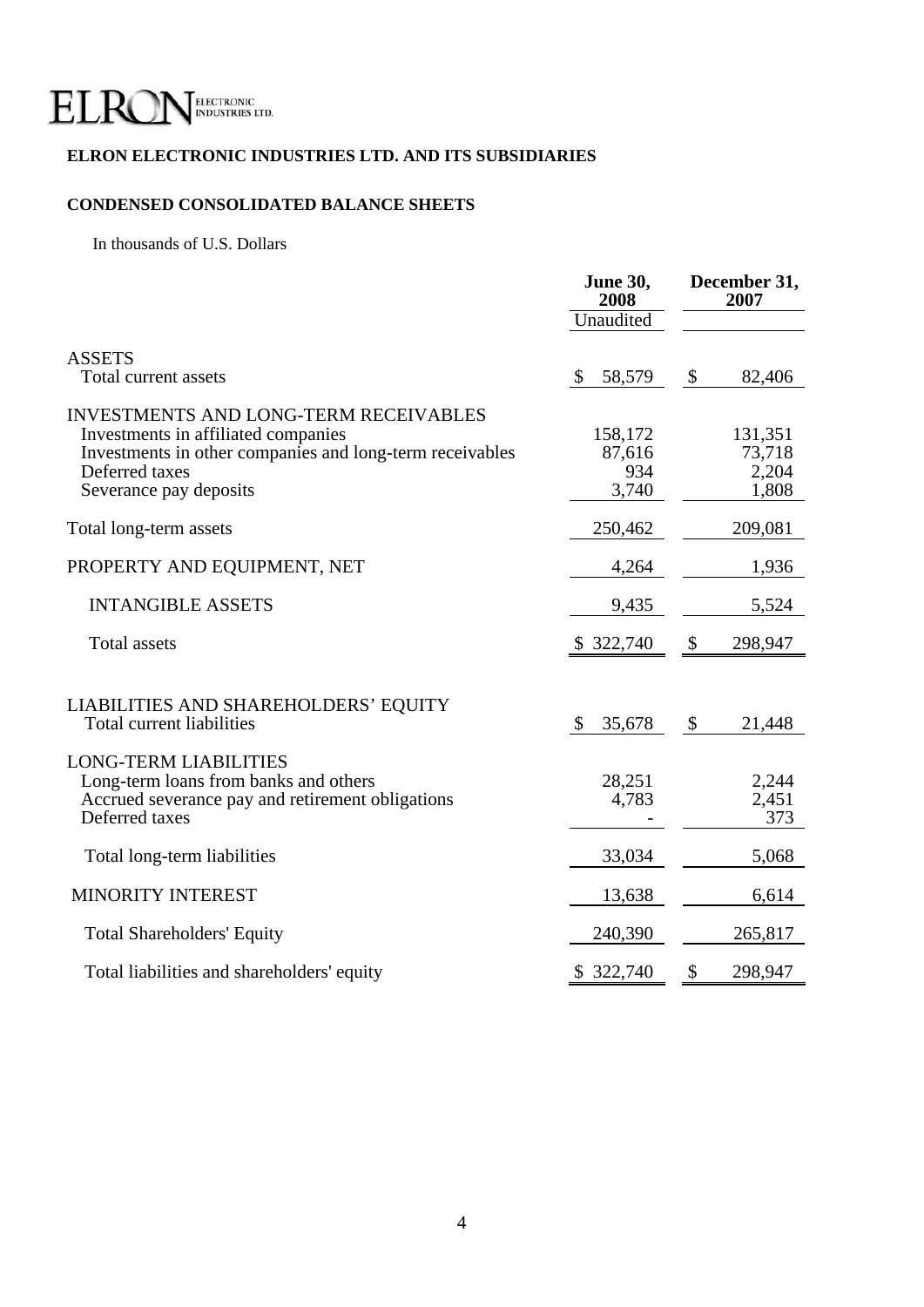ELRON ELECTRONIC INDUSTRIES LTD.

**ELRON ELECTRONIC INDUSTRIES LTD. AND ITS SUBSIDIARIES**

**CONDENSED CONSOLIDATED BALANCE SHEETS**

In thousands of U.S. Dollars

| | **June 30, 2008** | **December 31, 2007** |
|---|---|---|
| | Unaudited | |
| ASSETS | | |
| Total current assets | $ 58,579 | $ 82,406 |
| INVESTMENTS AND LONG-TERM RECEIVABLES | | |
| Investments in affiliated companies | 158,172 | 131,351 |
| Investments in other companies and long-term receivables | 87,616 | 73,718 |
| Deferred taxes | 934 | 2,204 |
| Severance pay deposits | 3,740 | 1,808 |
| Total long-term assets | 250,462 | 209,081 |
| PROPERTY AND EQUIPMENT, NET | 4,264 | 1,936 |
| INTANGIBLE ASSETS | 9,435 | 5,524 |
| Total assets | $ 322,740 | $ 298,947 |
| LIABILITIES AND SHAREHOLDERS' EQUITY | | |
| Total current liabilities | $ 35,678 | $ 21,448 |
| LONG-TERM LIABILITIES | | |
| Long-term loans from banks and others | 28,251 | 2,244 |
| Accrued severance pay and retirement obligations | 4,783 | 2,451 |
| Deferred taxes | - | 373 |
| Total long-term liabilities | 33,034 | 5,068 |
| MINORITY INTEREST | 13,638 | 6,614 |
| Total Shareholders' Equity | 240,390 | 265,817 |
| Total liabilities and shareholders' equity | $ 322,740 | $ 298,947 |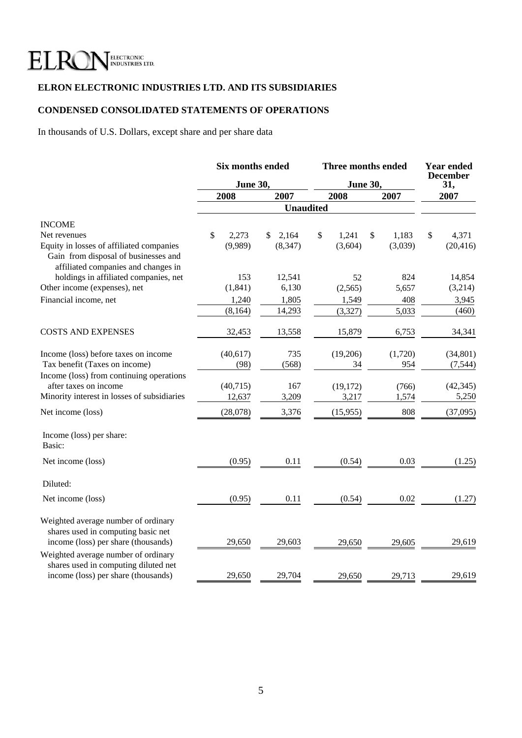ELRON ELECTRONIC INDUSTRIES LTD.

**ELRON ELECTRONIC INDUSTRIES LTD. AND ITS SUBSIDIARIES**

**CONDENSED CONSOLIDATED STATEMENTS OF OPERATIONS**

In thousands of U.S. Dollars, except share and per share data

| | Six months ended June 30, | | Three months ended June 30, | | Year ended December 31, |
|---|---|---|---|---|---|
| | 2008 | 2007 | 2008 | 2007 | 2007 |
| | Unaudited | | | | |
| INCOME | | | | | |
| Net revenues | $ 2,273 | $ 2,164 | $ 1,241 | $ 1,183 | $ 4,371 |
| Equity in losses of affiliated companies | (9,989) | (8,347) | (3,604) | (3,039) | (20,416) |
| Gain from disposal of businesses and affiliated companies and changes in holdings in affiliated companies, net | 153 | 12,541 | 52 | 824 | 14,854 |
| Other income (expenses), net | (1,841) | 6,130 | (2,565) | 5,657 | (3,214) |
| Financial income, net | 1,240 | 1,805 | 1,549 | 408 | 3,945 |
| | (8,164) | 14,293 | (3,327) | 5,033 | (460) |
| COSTS AND EXPENSES | 32,453 | 13,558 | 15,879 | 6,753 | 34,341 |
| Income (loss) before taxes on income | (40,617) | 735 | (19,206) | (1,720) | (34,801) |
| Tax benefit (Taxes on income) | (98) | (568) | 34 | 954 | (7,544) |
| Income (loss) from continuing operations after taxes on income | (40,715) | 167 | (19,172) | (766) | (42,345) |
| Minority interest in losses of subsidiaries | 12,637 | 3,209 | 3,217 | 1,574 | 5,250 |
| Net income (loss) | (28,078) | 3,376 | (15,955) | 808 | (37,095) |
| Income (loss) per share: | | | | | |
| Basic: | | | | | |
| Net income (loss) | (0.95) | 0.11 | (0.54) | 0.03 | (1.25) |
| Diluted: | | | | | |
| Net income (loss) | (0.95) | 0.11 | (0.54) | 0.02 | (1.27) |
| Weighted average number of ordinary shares used in computing basic net income (loss) per share (thousands) | 29,650 | 29,603 | 29,650 | 29,605 | 29,619 |
| Weighted average number of ordinary shares used in computing diluted net income (loss) per share (thousands) | 29,650 | 29,704 | 29,650 | 29,713 | 29,619 |